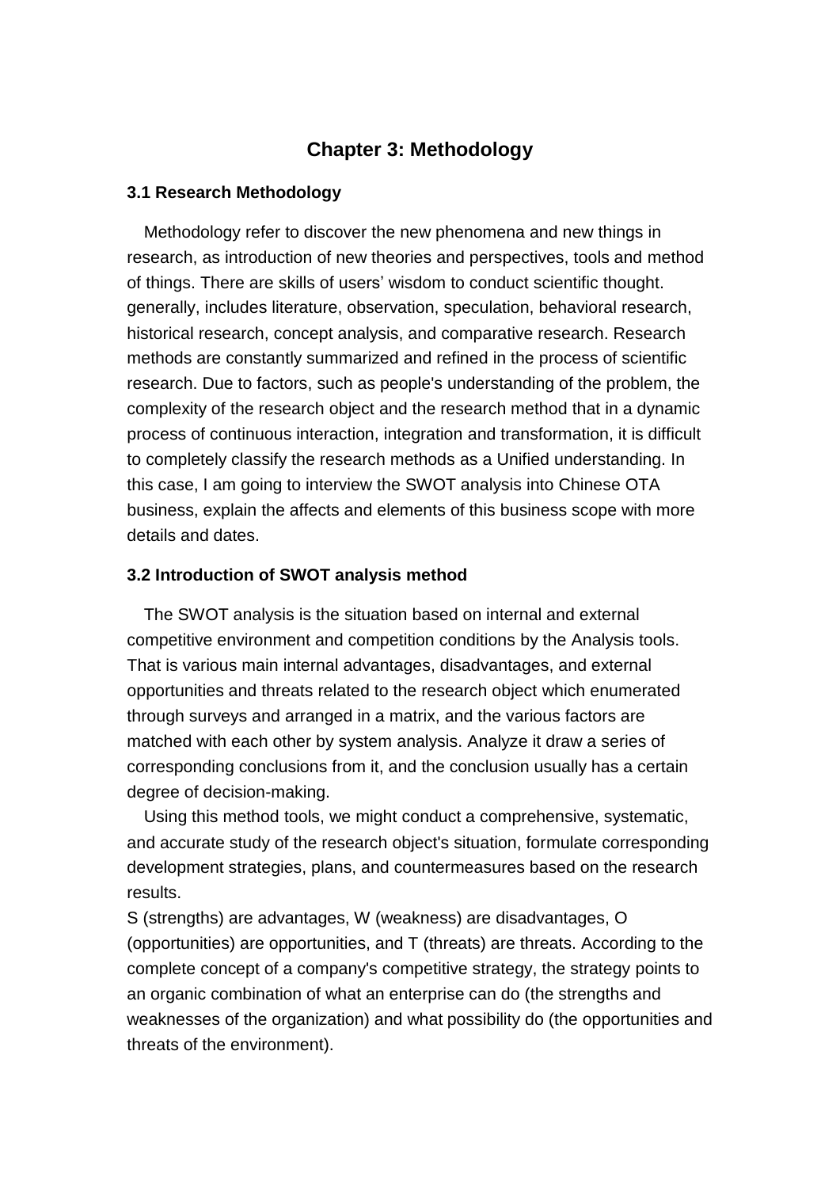# Chapter 3: Methodology

## 3.1 Research Methodology

Methodology refer to discover the new phenomena and new things in research, as introduction of new theories and perspectives, tools and method of things. There are skills of users' wisdom to conduct scientific thought. generally, includes literature, observation, speculation, behavioral research, historical research, concept analysis, and comparative research. Research methods are constantly summarized and refined in the process of scientific research. Due to factors, such as people's understanding of the problem, the complexity of the research object and the research method that in a dynamic process of continuous interaction, integration and transformation, it is difficult to completely classify the research methods as a Unified understanding. In this case, I am going to interview the SWOT analysis into Chinese OTA business, explain the affects and elements of this business scope with more details and dates.

## 3.2 Introduction of SWOT analysis method

The SWOT analysis is the situation based on internal and external competitive environment and competition conditions by the Analysis tools. That is various main internal advantages, disadvantages, and external opportunities and threats related to the research object which enumerated through surveys and arranged in a matrix, and the various factors are matched with each other by system analysis. Analyze it draw a series of corresponding conclusions from it, and the conclusion usually has a certain degree of decision-making.

Using this method tools, we might conduct a comprehensive, systematic, and accurate study of the research object's situation, formulate corresponding development strategies, plans, and countermeasures based on the research results.

S (strengths) are advantages, W (weakness) are disadvantages, O (opportunities) are opportunities, and T (threats) are threats. According to the complete concept of a company's competitive strategy, the strategy points to an organic combination of what an enterprise can do (the strengths and weaknesses of the organization) and what possibility do (the opportunities and threats of the environment).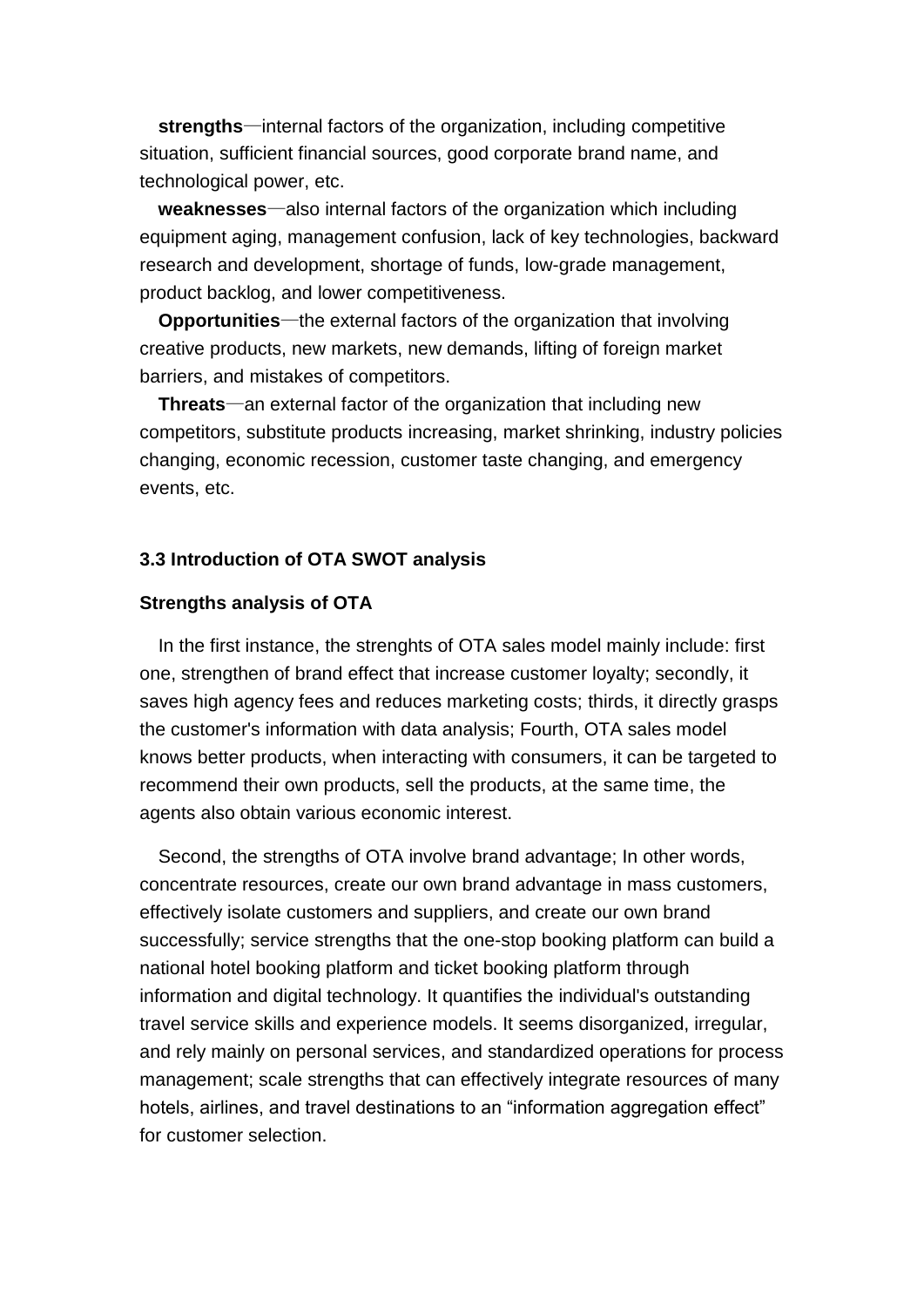**strengths**—internal factors of the organization, including competitive situation, sufficient financial sources, good corporate brand name, and technological power, etc.

**weaknesses**—also internal factors of the organization which including equipment aging, management confusion, lack of key technologies, backward research and development, shortage of funds, low-grade management, product backlog, and lower competitiveness.

**Opportunities**—the external factors of the organization that involving creative products, new markets, new demands, lifting of foreign market barriers, and mistakes of competitors.

**Threats**—an external factor of the organization that including new competitors, substitute products increasing, market shrinking, industry policies changing, economic recession, customer taste changing, and emergency events, etc.

### 3.3 Introduction of OTA SWOT analysis

**Strengths analysis of OTA**

In the first instance, the strenghts of OTA sales model mainly include: first one, strengthen of brand effect that increase customer loyalty; secondly, it saves high agency fees and reduces marketing costs; thirds, it directly grasps the customer's information with data analysis; Fourth, OTA sales model knows better products, when interacting with consumers, it can be targeted to recommend their own products, sell the products, at the same time, the agents also obtain various economic interest.

Second, the strengths of OTA involve brand advantage; In other words, concentrate resources, create our own brand advantage in mass customers, effectively isolate customers and suppliers, and create our own brand successfully; service strengths that the one-stop booking platform can build a national hotel booking platform and ticket booking platform through information and digital technology. It quantifies the individual's outstanding travel service skills and experience models. It seems disorganized, irregular, and rely mainly on personal services, and standardized operations for process management; scale strengths that can effectively integrate resources of many hotels, airlines, and travel destinations to an “information aggregation effect” for customer selection.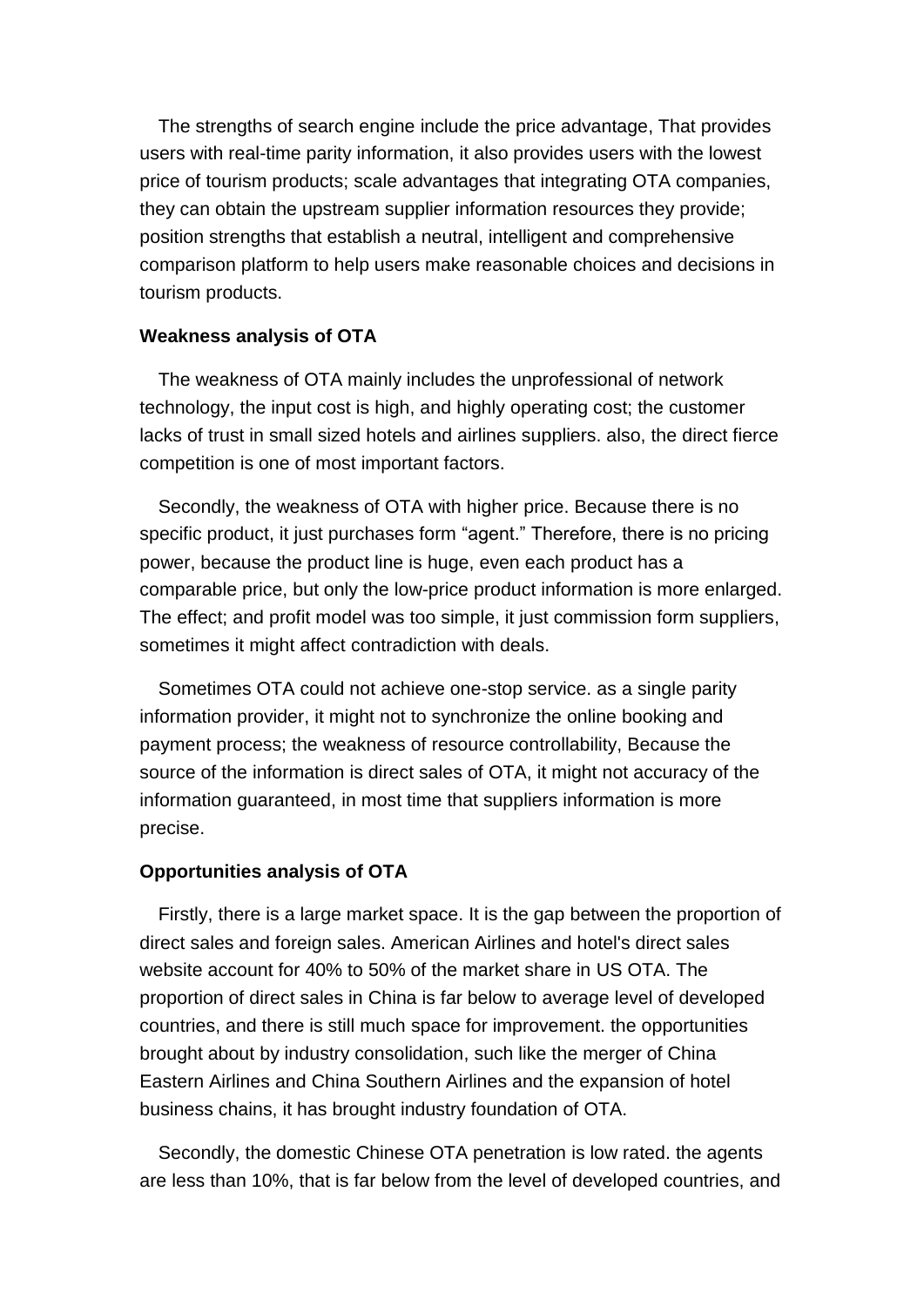The strengths of search engine include the price advantage, That provides users with real-time parity information, it also provides users with the lowest price of tourism products; scale advantages that integrating OTA companies, they can obtain the upstream supplier information resources they provide; position strengths that establish a neutral, intelligent and comprehensive comparison platform to help users make reasonable choices and decisions in tourism products.

**Weakness analysis of OTA**

The weakness of OTA mainly includes the unprofessional of network technology, the input cost is high, and highly operating cost; the customer lacks of trust in small sized hotels and airlines suppliers. also, the direct fierce competition is one of most important factors.

Secondly, the weakness of OTA with higher price. Because there is no specific product, it just purchases form "agent." Therefore, there is no pricing power, because the product line is huge, even each product has a comparable price, but only the low-price product information is more enlarged. The effect; and profit model was too simple, it just commission form suppliers, sometimes it might affect contradiction with deals.

Sometimes OTA could not achieve one-stop service. as a single parity information provider, it might not to synchronize the online booking and payment process; the weakness of resource controllability, Because the source of the information is direct sales of OTA, it might not accuracy of the information guaranteed, in most time that suppliers information is more precise.

**Opportunities analysis of OTA**

Firstly, there is a large market space. It is the gap between the proportion of direct sales and foreign sales. American Airlines and hotel's direct sales website account for 40% to 50% of the market share in US OTA. The proportion of direct sales in China is far below to average level of developed countries, and there is still much space for improvement. the opportunities brought about by industry consolidation, such like the merger of China Eastern Airlines and China Southern Airlines and the expansion of hotel business chains, it has brought industry foundation of OTA.

Secondly, the domestic Chinese OTA penetration is low rated. the agents are less than 10%, that is far below from the level of developed countries, and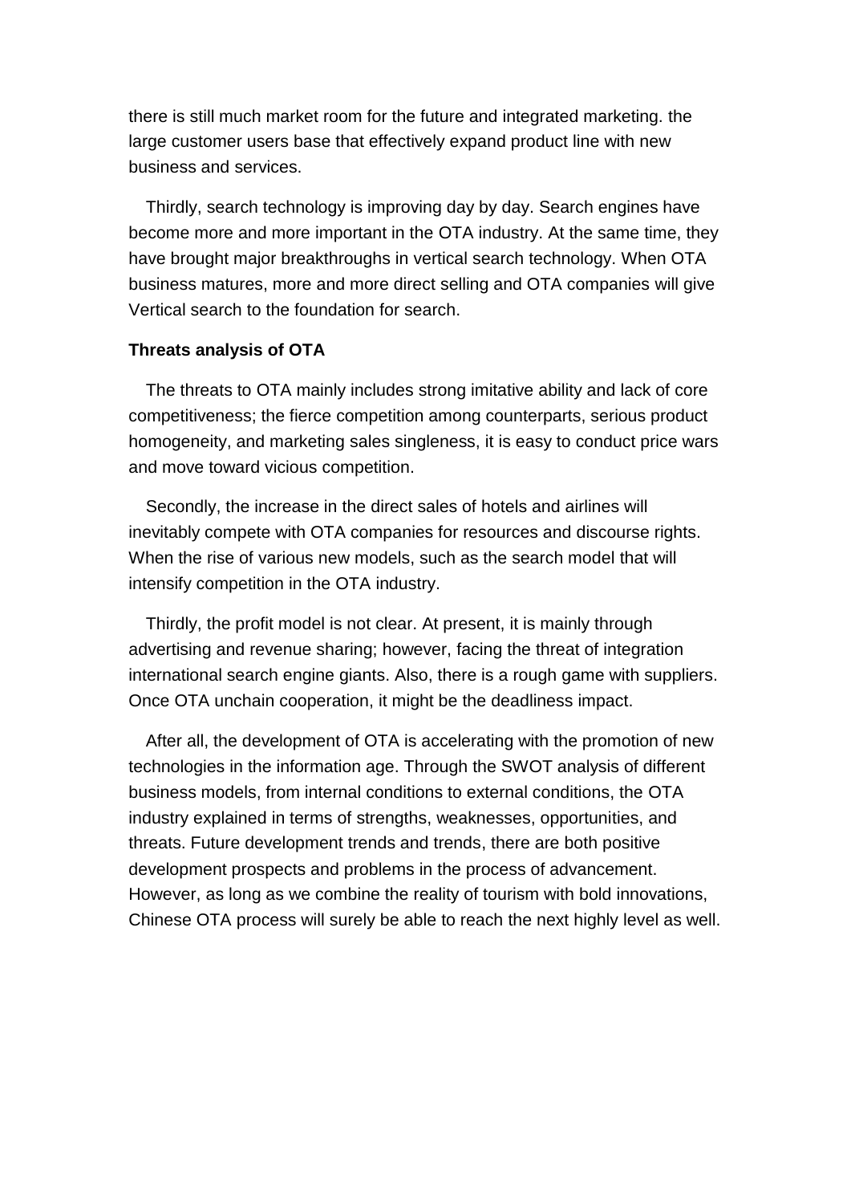there is still much market room for the future and integrated marketing. the large customer users base that effectively expand product line with new business and services.

Thirdly, search technology is improving day by day. Search engines have become more and more important in the OTA industry. At the same time, they have brought major breakthroughs in vertical search technology. When OTA business matures, more and more direct selling and OTA companies will give Vertical search to the foundation for search.

**Threats analysis of OTA**

The threats to OTA mainly includes strong imitative ability and lack of core competitiveness; the fierce competition among counterparts, serious product homogeneity, and marketing sales singleness, it is easy to conduct price wars and move toward vicious competition.

Secondly, the increase in the direct sales of hotels and airlines will inevitably compete with OTA companies for resources and discourse rights. When the rise of various new models, such as the search model that will intensify competition in the OTA industry.

Thirdly, the profit model is not clear. At present, it is mainly through advertising and revenue sharing; however, facing the threat of integration international search engine giants. Also, there is a rough game with suppliers. Once OTA unchain cooperation, it might be the deadliness impact.

After all, the development of OTA is accelerating with the promotion of new technologies in the information age. Through the SWOT analysis of different business models, from internal conditions to external conditions, the OTA industry explained in terms of strengths, weaknesses, opportunities, and threats. Future development trends and trends, there are both positive development prospects and problems in the process of advancement. However, as long as we combine the reality of tourism with bold innovations, Chinese OTA process will surely be able to reach the next highly level as well.